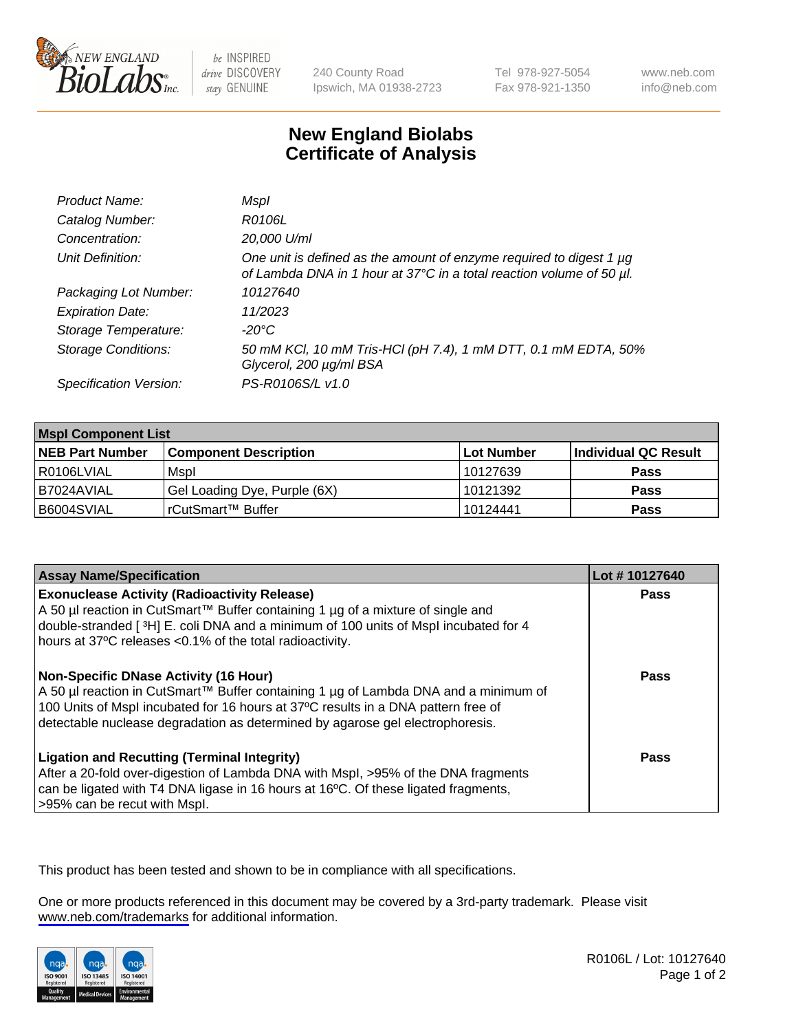New England BioLabs Inc. — be INSPIRED drive DISCOVERY stay GENUINE

240 County Road
Ipswich, MA 01938-2723

Tel 978-927-5054
Fax 978-921-1350

www.neb.com
info@neb.com

# New England Biolabs
# Certificate of Analysis

| | |
|---|---|
| *Product Name:* | *MspI* |
| *Catalog Number:* | *R0106L* |
| *Concentration:* | *20,000 U/ml* |
| *Unit Definition:* | *One unit is defined as the amount of enzyme required to digest 1 µg of Lambda DNA in 1 hour at 37°C in a total reaction volume of 50 µl.* |
| *Packaging Lot Number:* | *10127640* |
| *Expiration Date:* | *11/2023* |
| *Storage Temperature:* | *-20°C* |
| *Storage Conditions:* | *50 mM KCl, 10 mM Tris-HCl (pH 7.4), 1 mM DTT, 0.1 mM EDTA, 50% Glycerol, 200 µg/ml BSA* |
| *Specification Version:* | *PS-R0106S/L v1.0* |

| **MspI Component List** | | | |
|---|---|---|---|
| **NEB Part Number** | **Component Description** | **Lot Number** | **Individual QC Result** |
| R0106LVIAL | MspI | 10127639 | **Pass** |
| B7024AVIAL | Gel Loading Dye, Purple (6X) | 10121392 | **Pass** |
| B6004SVIAL | rCutSmart™ Buffer | 10124441 | **Pass** |

| **Assay Name/Specification** | **Lot # 10127640** |
|---|---|
| **Exonuclease Activity (Radioactivity Release)**<br>A 50 µl reaction in CutSmart™ Buffer containing 1 µg of a mixture of single and double-stranded [ $^3$H] E. coli DNA and a minimum of 100 units of MspI incubated for 4 hours at 37ºC releases <0.1% of the total radioactivity. | **Pass** |
| **Non-Specific DNase Activity (16 Hour)**<br>A 50 µl reaction in CutSmart™ Buffer containing 1 µg of Lambda DNA and a minimum of 100 Units of MspI incubated for 16 hours at 37ºC results in a DNA pattern free of detectable nuclease degradation as determined by agarose gel electrophoresis. | **Pass** |
| **Ligation and Recutting (Terminal Integrity)**<br>After a 20-fold over-digestion of Lambda DNA with MspI, >95% of the DNA fragments can be ligated with T4 DNA ligase in 16 hours at 16ºC. Of these ligated fragments, >95% can be recut with MspI. | **Pass** |

This product has been tested and shown to be in compliance with all specifications.

One or more products referenced in this document may be covered by a 3rd-party trademark. Please visit www.neb.com/trademarks for additional information.

R0106L / Lot: 10127640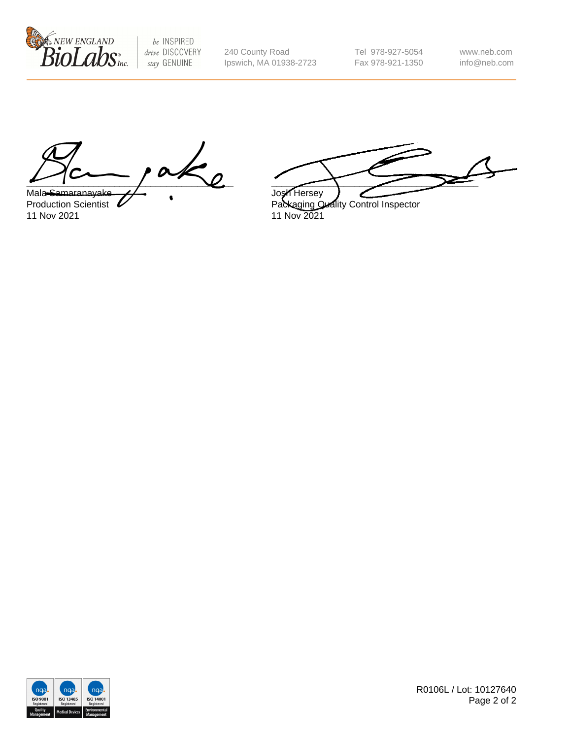Mala Samaranayake
Production Scientist
11 Nov 2021

Josh Hersey
Packaging Quality Control Inspector
11 Nov 2021

R0106L / Lot: 10127640